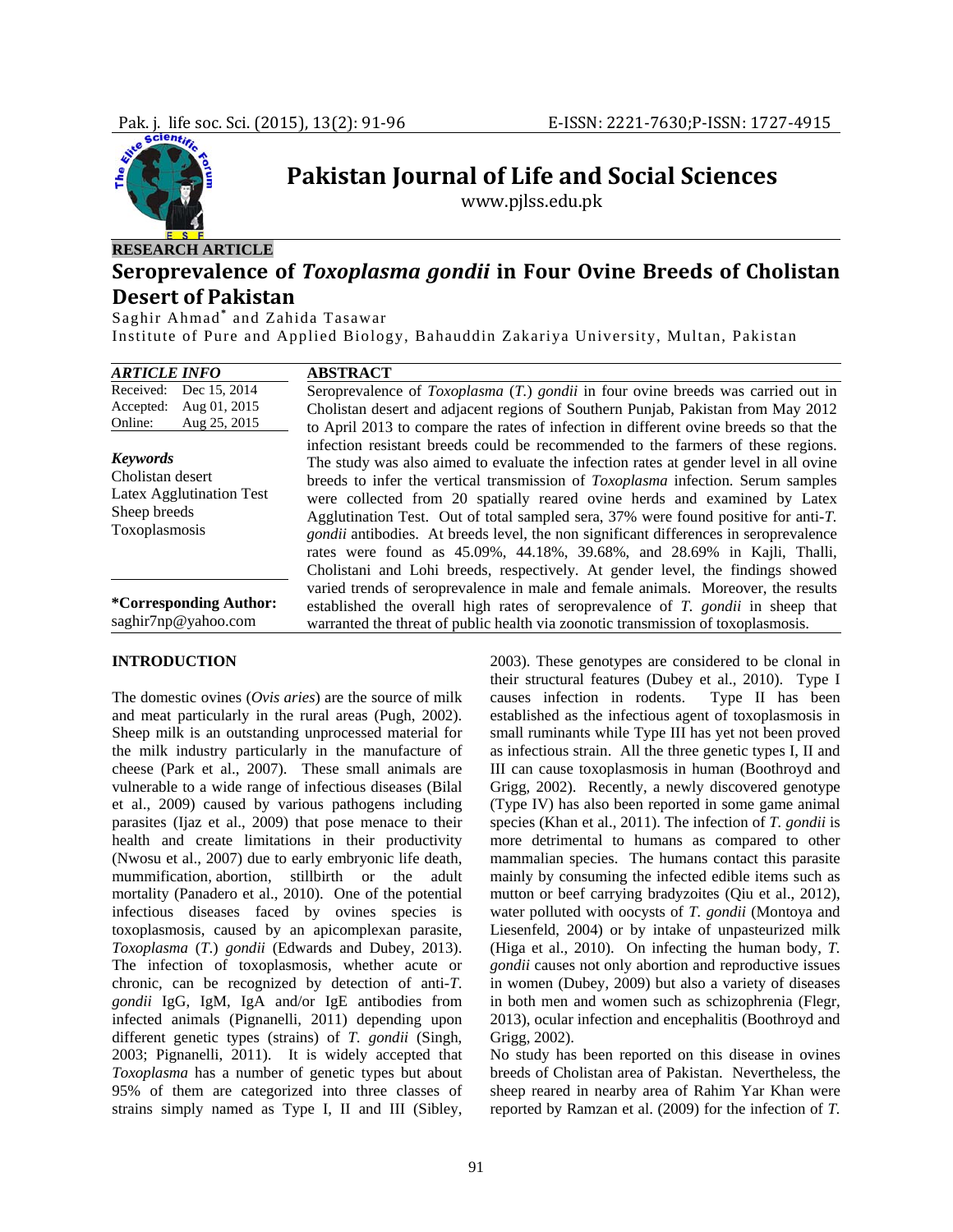**RESEARCH ARTICLE**

# Seroprevalence of *Toxoplasma gondii* in Four Ovine Breeds of Cholistan Desert of Pakistan

Saghir Ahmad* and Zahida Tasawar

Institute of Pure and Applied Biology, Bahauddin Zakariya University, Multan, Pakistan

| ARTICLE INFO | |
|---|---|
| Received: | Dec 15, 2014 |
| Accepted: | Aug 01, 2015 |
| Online: | Aug 25, 2015 |

***Keywords***

Cholistan desert
Latex Agglutination Test
Sheep breeds
Toxoplasmosis

**\*Corresponding Author:**
saghir7np@yahoo.com

## ABSTRACT

Seroprevalence of *Toxoplasma* (*T.*) *gondii* in four ovine breeds was carried out in Cholistan desert and adjacent regions of Southern Punjab, Pakistan from May 2012 to April 2013 to compare the rates of infection in different ovine breeds so that the infection resistant breeds could be recommended to the farmers of these regions. The study was also aimed to evaluate the infection rates at gender level in all ovine breeds to infer the vertical transmission of *Toxoplasma* infection. Serum samples were collected from 20 spatially reared ovine herds and examined by Latex Agglutination Test. Out of total sampled sera, 37% were found positive for anti-*T. gondii* antibodies. At breeds level, the non significant differences in seroprevalence rates were found as 45.09%, 44.18%, 39.68%, and 28.69% in Kajli, Thalli, Cholistani and Lohi breeds, respectively. At gender level, the findings showed varied trends of seroprevalence in male and female animals. Moreover, the results established the overall high rates of seroprevalence of *T. gondii* in sheep that warranted the threat of public health via zoonotic transmission of toxoplasmosis.

## INTRODUCTION

The domestic ovines (*Ovis aries*) are the source of milk and meat particularly in the rural areas (Pugh, 2002). Sheep milk is an outstanding unprocessed material for the milk industry particularly in the manufacture of cheese (Park et al., 2007). These small animals are vulnerable to a wide range of infectious diseases (Bilal et al., 2009) caused by various pathogens including parasites (Ijaz et al., 2009) that pose menace to their health and create limitations in their productivity (Nwosu et al., 2007) due to early embryonic life death, mummification, abortion, stillbirth or the adult mortality (Panadero et al., 2010). One of the potential infectious diseases faced by ovines species is toxoplasmosis, caused by an apicomplexan parasite, *Toxoplasma* (*T.*) *gondii* (Edwards and Dubey, 2013). The infection of toxoplasmosis, whether acute or chronic, can be recognized by detection of anti-*T. gondii* IgG, IgM, IgA and/or IgE antibodies from infected animals (Pignanelli, 2011) depending upon different genetic types (strains) of *T. gondii* (Singh, 2003; Pignanelli, 2011). It is widely accepted that *Toxoplasma* has a number of genetic types but about 95% of them are categorized into three classes of strains simply named as Type I, II and III (Sibley, 2003). These genotypes are considered to be clonal in their structural features (Dubey et al., 2010). Type I causes infection in rodents. Type II has been established as the infectious agent of toxoplasmosis in small ruminants while Type III has yet not been proved as infectious strain. All the three genetic types I, II and III can cause toxoplasmosis in human (Boothroyd and Grigg, 2002). Recently, a newly discovered genotype (Type IV) has also been reported in some game animal species (Khan et al., 2011). The infection of *T. gondii* is more detrimental to humans as compared to other mammalian species. The humans contact this parasite mainly by consuming the infected edible items such as mutton or beef carrying bradyzoites (Qiu et al., 2012), water polluted with oocysts of *T. gondii* (Montoya and Liesenfeld, 2004) or by intake of unpasteurized milk (Higa et al., 2010). On infecting the human body, *T. gondii* causes not only abortion and reproductive issues in women (Dubey, 2009) but also a variety of diseases in both men and women such as schizophrenia (Flegr, 2013), ocular infection and encephalitis (Boothroyd and Grigg, 2002).

No study has been reported on this disease in ovines breeds of Cholistan area of Pakistan. Nevertheless, the sheep reared in nearby area of Rahim Yar Khan were reported by Ramzan et al. (2009) for the infection of *T.*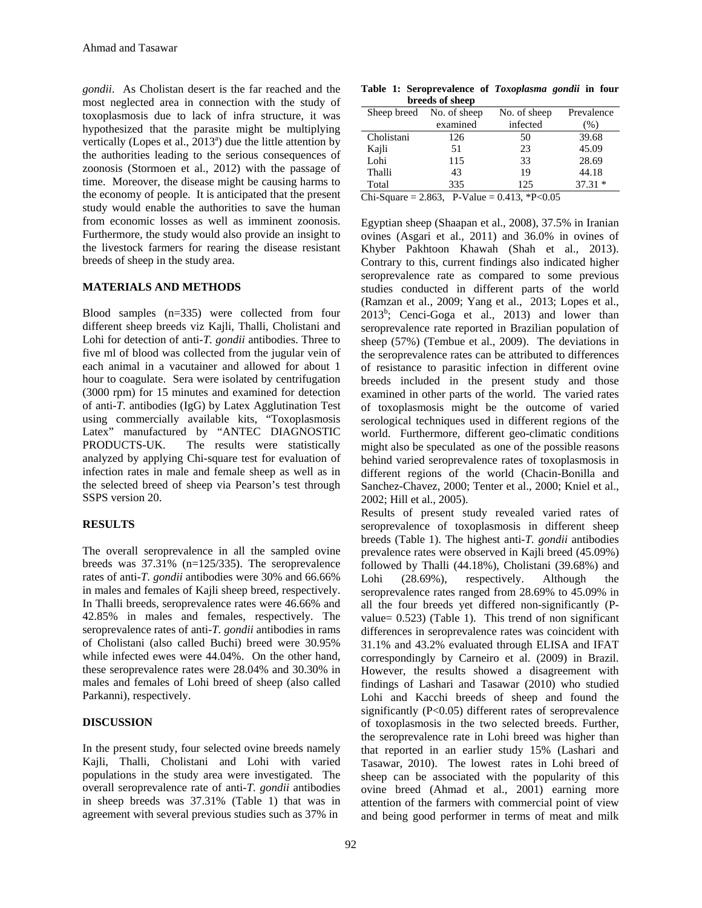*gondii*. As Cholistan desert is the far reached and the most neglected area in connection with the study of toxoplasmosis due to lack of infra structure, it was hypothesized that the parasite might be multiplying vertically (Lopes et al., 2013[a]) due the little attention by the authorities leading to the serious consequences of zoonosis (Stormoen et al., 2012) with the passage of time. Moreover, the disease might be causing harms to the economy of people. It is anticipated that the present study would enable the authorities to save the human from economic losses as well as imminent zoonosis. Furthermore, the study would also provide an insight to the livestock farmers for rearing the disease resistant breeds of sheep in the study area.

## MATERIALS AND METHODS

Blood samples (n=335) were collected from four different sheep breeds viz Kajli, Thalli, Cholistani and Lohi for detection of anti-*T. gondii* antibodies. Three to five ml of blood was collected from the jugular vein of each animal in a vacutainer and allowed for about 1 hour to coagulate. Sera were isolated by centrifugation (3000 rpm) for 15 minutes and examined for detection of anti-*T.* antibodies (IgG) by Latex Agglutination Test using commercially available kits, "Toxoplasmosis Latex" manufactured by "ANTEC DIAGNOSTIC PRODUCTS-UK. The results were statistically analyzed by applying Chi-square test for evaluation of infection rates in male and female sheep as well as in the selected breed of sheep via Pearson's test through SSPS version 20.

## RESULTS

The overall seroprevalence in all the sampled ovine breeds was 37.31% (n=125/335). The seroprevalence rates of anti-*T. gondii* antibodies were 30% and 66.66% in males and females of Kajli sheep breed, respectively. In Thalli breeds, seroprevalence rates were 46.66% and 42.85% in males and females, respectively. The seroprevalence rates of anti-*T. gondii* antibodies in rams of Cholistani (also called Buchi) breed were 30.95% while infected ewes were 44.04%. On the other hand, these seroprevalence rates were 28.04% and 30.30% in males and females of Lohi breed of sheep (also called Parkanni), respectively.

## DISCUSSION

In the present study, four selected ovine breeds namely Kajli, Thalli, Cholistani and Lohi with varied populations in the study area were investigated. The overall seroprevalence rate of anti-*T. gondii* antibodies in sheep breeds was 37.31% (Table 1) that was in agreement with several previous studies such as 37% in Egyptian sheep (Shaapan et al., 2008), 37.5% in Iranian ovines (Asgari et al., 2011) and 36.0% in ovines of Khyber Pakhtoon Khawah (Shah et al., 2013). Contrary to this, current findings also indicated higher seroprevalence rate as compared to some previous studies conducted in different parts of the world (Ramzan et al., 2009; Yang et al., 2013; Lopes et al., 2013[b]; Cenci-Goga et al., 2013) and lower than seroprevalence rate reported in Brazilian population of sheep (57%) (Tembue et al., 2009). The deviations in the seroprevalence rates can be attributed to differences of resistance to parasitic infection in different ovine breeds included in the present study and those examined in other parts of the world. The varied rates of toxoplasmosis might be the outcome of varied serological techniques used in different regions of the world. Furthermore, different geo-climatic conditions might also be speculated as one of the possible reasons behind varied seroprevalence rates of toxoplasmosis in different regions of the world (Chacin-Bonilla and Sanchez-Chavez, 2000; Tenter et al., 2000; Kniel et al., 2002; Hill et al., 2005).

**Table 1: Seroprevalence of *Toxoplasma gondii* in four breeds of sheep**

| Sheep breed | No. of sheep examined | No. of sheep infected | Prevalence (%) |
|---|---|---|---|
| Cholistani | 126 | 50 | 39.68 |
| Kajli | 51 | 23 | 45.09 |
| Lohi | 115 | 33 | 28.69 |
| Thalli | 43 | 19 | 44.18 |
| Total | 335 | 125 | 37.31 * |

Chi-Square = 2.863, P-Value = 0.413, *P<0.05

Results of present study revealed varied rates of seroprevalence of toxoplasmosis in different sheep breeds (Table 1). The highest anti-*T. gondii* antibodies prevalence rates were observed in Kajli breed (45.09%) followed by Thalli (44.18%), Cholistani (39.68%) and Lohi (28.69%), respectively. Although the seroprevalence rates ranged from 28.69% to 45.09% in all the four breeds yet differed non-significantly (P-value= 0.523) (Table 1). This trend of non significant differences in seroprevalence rates was coincident with 31.1% and 43.2% evaluated through ELISA and IFAT correspondingly by Carneiro et al. (2009) in Brazil. However, the results showed a disagreement with findings of Lashari and Tasawar (2010) who studied Lohi and Kacchi breeds of sheep and found the significantly (P<0.05) different rates of seroprevalence of toxoplasmosis in the two selected breeds. Further, the seroprevalence rate in Lohi breed was higher than that reported in an earlier study 15% (Lashari and Tasawar, 2010). The lowest rates in Lohi breed of sheep can be associated with the popularity of this ovine breed (Ahmad et al., 2001) earning more attention of the farmers with commercial point of view and being good performer in terms of meat and milk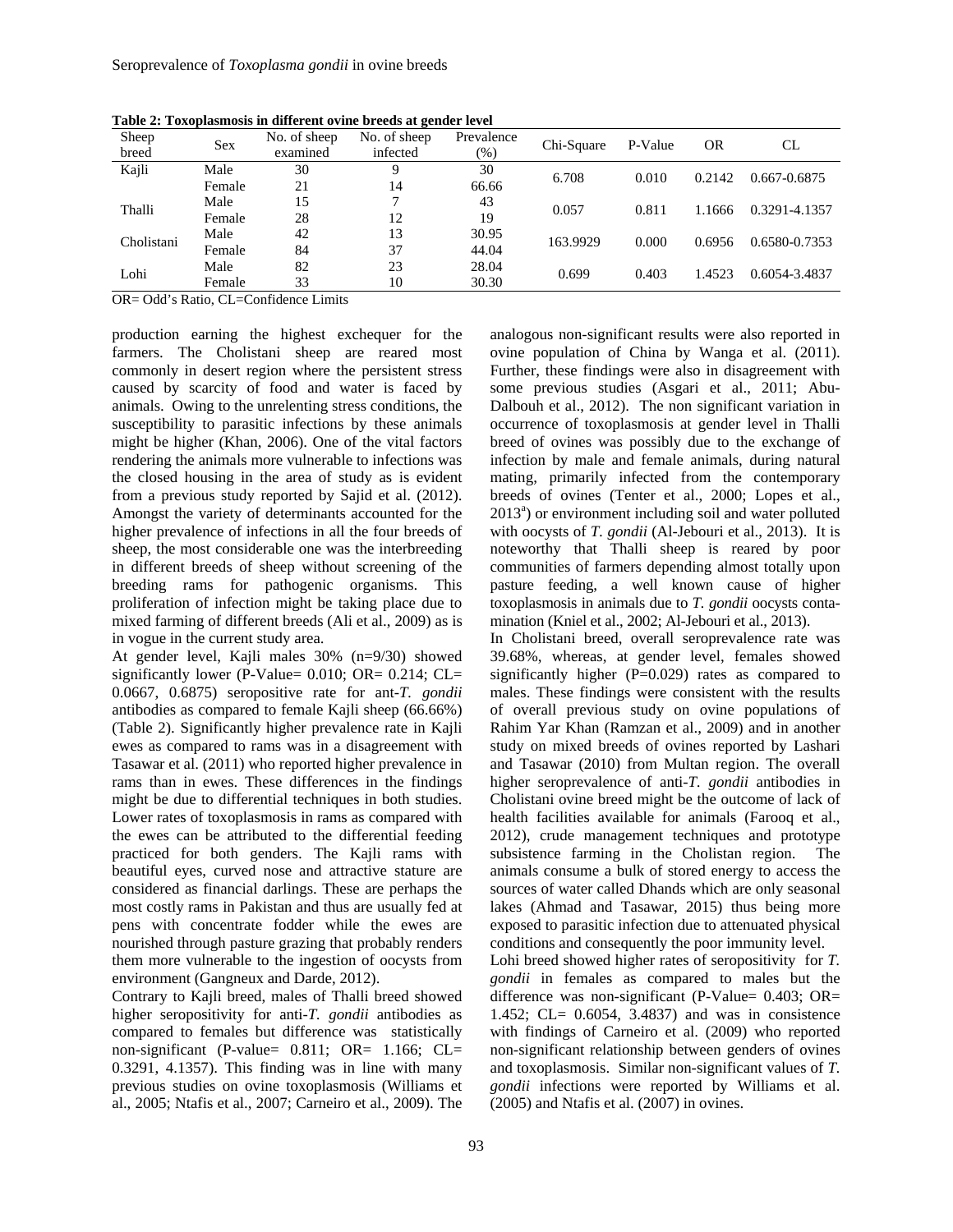**Table 2: Toxoplasmosis in different ovine breeds at gender level**

| Sheep breed | Sex | No. of sheep examined | No. of sheep infected | Prevalence (%) | Chi-Square | P-Value | OR | CL |
|---|---|---|---|---|---|---|---|---|
| Kajli | Male | 30 | 9 | 30 | 6.708 | 0.010 | 0.2142 | 0.667-0.6875 |
| | Female | 21 | 14 | 66.66 | | | | |
| Thalli | Male | 15 | 7 | 43 | 0.057 | 0.811 | 1.1666 | 0.3291-4.1357 |
| | Female | 28 | 12 | 19 | | | | |
| Cholistani | Male | 42 | 13 | 30.95 | 163.9929 | 0.000 | 0.6956 | 0.6580-0.7353 |
| | Female | 84 | 37 | 44.04 | | | | |
| Lohi | Male | 82 | 23 | 28.04 | 0.699 | 0.403 | 1.4523 | 0.6054-3.4837 |
| | Female | 33 | 10 | 30.30 | | | | |

OR= Odd's Ratio, CL=Confidence Limits

production earning the highest exchequer for the farmers. The Cholistani sheep are reared most commonly in desert region where the persistent stress caused by scarcity of food and water is faced by animals. Owing to the unrelenting stress conditions, the susceptibility to parasitic infections by these animals might be higher (Khan, 2006). One of the vital factors rendering the animals more vulnerable to infections was the closed housing in the area of study as is evident from a previous study reported by Sajid et al. (2012). Amongst the variety of determinants accounted for the higher prevalence of infections in all the four breeds of sheep, the most considerable one was the interbreeding in different breeds of sheep without screening of the breeding rams for pathogenic organisms. This proliferation of infection might be taking place due to mixed farming of different breeds (Ali et al., 2009) as is in vogue in the current study area.

At gender level, Kajli males 30% (n=9/30) showed significantly lower (P-Value= 0.010; OR= 0.214; CL= 0.0667, 0.6875) seropositive rate for ant-*T. gondii* antibodies as compared to female Kajli sheep (66.66%) (Table 2). Significantly higher prevalence rate in Kajli ewes as compared to rams was in a disagreement with Tasawar et al. (2011) who reported higher prevalence in rams than in ewes. These differences in the findings might be due to differential techniques in both studies. Lower rates of toxoplasmosis in rams as compared with the ewes can be attributed to the differential feeding practiced for both genders. The Kajli rams with beautiful eyes, curved nose and attractive stature are considered as financial darlings. These are perhaps the most costly rams in Pakistan and thus are usually fed at pens with concentrate fodder while the ewes are nourished through pasture grazing that probably renders them more vulnerable to the ingestion of oocysts from environment (Gangneux and Darde, 2012).

Contrary to Kajli breed, males of Thalli breed showed higher seropositivity for anti-*T. gondii* antibodies as compared to females but difference was statistically non-significant (P-value= 0.811; OR= 1.166; CL= 0.3291, 4.1357). This finding was in line with many previous studies on ovine toxoplasmosis (Williams et al., 2005; Ntafis et al., 2007; Carneiro et al., 2009). The analogous non-significant results were also reported in ovine population of China by Wanga et al. (2011). Further, these findings were also in disagreement with some previous studies (Asgari et al., 2011; Abu-Dalbouh et al., 2012). The non significant variation in occurrence of toxoplasmosis at gender level in Thalli breed of ovines was possibly due to the exchange of infection by male and female animals, during natural mating, primarily infected from the contemporary breeds of ovines (Tenter et al., 2000; Lopes et al., 2013[a]) or environment including soil and water polluted with oocysts of *T. gondii* (Al-Jebouri et al., 2013). It is noteworthy that Thalli sheep is reared by poor communities of farmers depending almost totally upon pasture feeding, a well known cause of higher toxoplasmosis in animals due to *T. gondii* oocysts contamination (Kniel et al., 2002; Al-Jebouri et al., 2013).

In Cholistani breed, overall seroprevalence rate was 39.68%, whereas, at gender level, females showed significantly higher (P=0.029) rates as compared to males. These findings were consistent with the results of overall previous study on ovine populations of Rahim Yar Khan (Ramzan et al., 2009) and in another study on mixed breeds of ovines reported by Lashari and Tasawar (2010) from Multan region. The overall higher seroprevalence of anti-*T. gondii* antibodies in Cholistani ovine breed might be the outcome of lack of health facilities available for animals (Farooq et al., 2012), crude management techniques and prototype subsistence farming in the Cholistan region. The animals consume a bulk of stored energy to access the sources of water called Dhands which are only seasonal lakes (Ahmad and Tasawar, 2015) thus being more exposed to parasitic infection due to attenuated physical conditions and consequently the poor immunity level.

Lohi breed showed higher rates of seropositivity for *T. gondii* in females as compared to males but the difference was non-significant (P-Value= 0.403; OR= 1.452; CL= 0.6054, 3.4837) and was in consistence with findings of Carneiro et al. (2009) who reported non-significant relationship between genders of ovines and toxoplasmosis. Similar non-significant values of *T. gondii* infections were reported by Williams et al. (2005) and Ntafis et al. (2007) in ovines.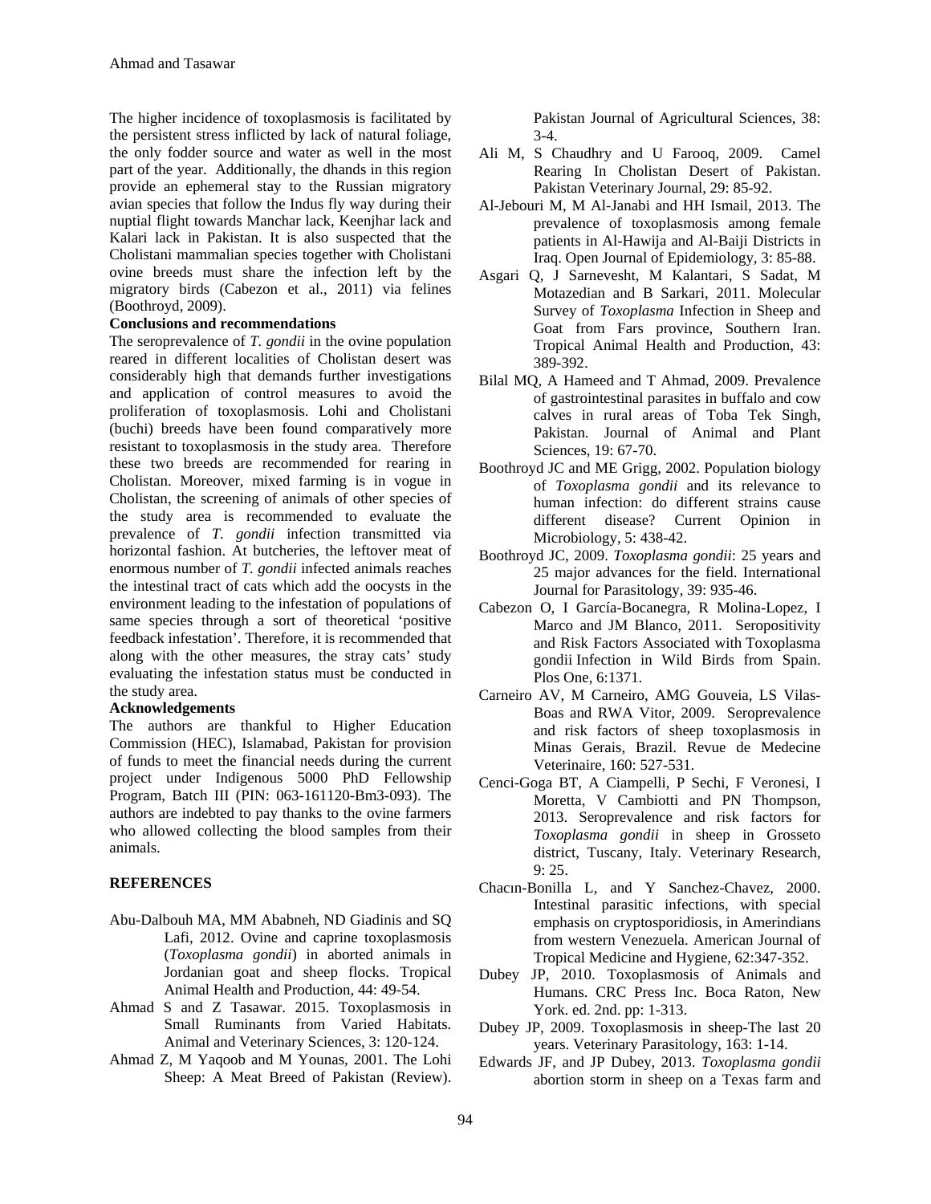The higher incidence of toxoplasmosis is facilitated by the persistent stress inflicted by lack of natural foliage, the only fodder source and water as well in the most part of the year. Additionally, the dhands in this region provide an ephemeral stay to the Russian migratory avian species that follow the Indus fly way during their nuptial flight towards Manchar lack, Keenjhar lack and Kalari lack in Pakistan. It is also suspected that the Cholistani mammalian species together with Cholistani ovine breeds must share the infection left by the migratory birds (Cabezon et al., 2011) via felines (Boothroyd, 2009).

**Conclusions and recommendations**

The seroprevalence of *T. gondii* in the ovine population reared in different localities of Cholistan desert was considerably high that demands further investigations and application of control measures to avoid the proliferation of toxoplasmosis. Lohi and Cholistani (buchi) breeds have been found comparatively more resistant to toxoplasmosis in the study area. Therefore these two breeds are recommended for rearing in Cholistan. Moreover, mixed farming is in vogue in Cholistan, the screening of animals of other species of the study area is recommended to evaluate the prevalence of *T. gondii* infection transmitted via horizontal fashion. At butcheries, the leftover meat of enormous number of *T. gondii* infected animals reaches the intestinal tract of cats which add the oocysts in the environment leading to the infestation of populations of same species through a sort of theoretical 'positive feedback infestation'. Therefore, it is recommended that along with the other measures, the stray cats' study evaluating the infestation status must be conducted in the study area.

**Acknowledgements**

The authors are thankful to Higher Education Commission (HEC), Islamabad, Pakistan for provision of funds to meet the financial needs during the current project under Indigenous 5000 PhD Fellowship Program, Batch III (PIN: 063-161120-Bm3-093). The authors are indebted to pay thanks to the ovine farmers who allowed collecting the blood samples from their animals.

## REFERENCES

Abu-Dalbouh MA, MM Ababneh, ND Giadinis and SQ Lafi, 2012. Ovine and caprine toxoplasmosis (*Toxoplasma gondii*) in aborted animals in Jordanian goat and sheep flocks. Tropical Animal Health and Production, 44: 49-54.

Ahmad S and Z Tasawar. 2015. Toxoplasmosis in Small Ruminants from Varied Habitats. Animal and Veterinary Sciences, 3: 120-124.

Ahmad Z, M Yaqoob and M Younas, 2001. The Lohi Sheep: A Meat Breed of Pakistan (Review). Pakistan Journal of Agricultural Sciences, 38: 3-4.

Ali M, S Chaudhry and U Farooq, 2009. Camel Rearing In Cholistan Desert of Pakistan. Pakistan Veterinary Journal, 29: 85-92.

Al-Jebouri M, M Al-Janabi and HH Ismail, 2013. The prevalence of toxoplasmosis among female patients in Al-Hawija and Al-Baiji Districts in Iraq. Open Journal of Epidemiology, 3: 85-88.

Asgari Q, J Sarnevesht, M Kalantari, S Sadat, M Motazedian and B Sarkari, 2011. Molecular Survey of *Toxoplasma* Infection in Sheep and Goat from Fars province, Southern Iran. Tropical Animal Health and Production, 43: 389-392.

Bilal MQ, A Hameed and T Ahmad, 2009. Prevalence of gastrointestinal parasites in buffalo and cow calves in rural areas of Toba Tek Singh, Pakistan. Journal of Animal and Plant Sciences, 19: 67-70.

Boothroyd JC and ME Grigg, 2002. Population biology of *Toxoplasma gondii* and its relevance to human infection: do different strains cause different disease? Current Opinion in Microbiology, 5: 438-42.

Boothroyd JC, 2009. *Toxoplasma gondii*: 25 years and 25 major advances for the field. International Journal for Parasitology, 39: 935-46.

Cabezon O, I García-Bocanegra, R Molina-Lopez, I Marco and JM Blanco, 2011. Seropositivity and Risk Factors Associated with Toxoplasma gondii Infection in Wild Birds from Spain. Plos One, 6:1371.

Carneiro AV, M Carneiro, AMG Gouveia, LS Vilas-Boas and RWA Vitor, 2009. Seroprevalence and risk factors of sheep toxoplasmosis in Minas Gerais, Brazil. Revue de Medecine Veterinaire, 160: 527-531.

Cenci-Goga BT, A Ciampelli, P Sechi, F Veronesi, I Moretta, V Cambiotti and PN Thompson, 2013. Seroprevalence and risk factors for *Toxoplasma gondii* in sheep in Grosseto district, Tuscany, Italy. Veterinary Research, 9: 25.

Chacın-Bonilla L, and Y Sanchez-Chavez, 2000. Intestinal parasitic infections, with special emphasis on cryptosporidiosis, in Amerindians from western Venezuela. American Journal of Tropical Medicine and Hygiene, 62:347-352.

Dubey JP, 2010. Toxoplasmosis of Animals and Humans. CRC Press Inc. Boca Raton, New York. ed. 2nd. pp: 1-313.

Dubey JP, 2009. Toxoplasmosis in sheep-The last 20 years. Veterinary Parasitology, 163: 1-14.

Edwards JF, and JP Dubey, 2013. *Toxoplasma gondii* abortion storm in sheep on a Texas farm and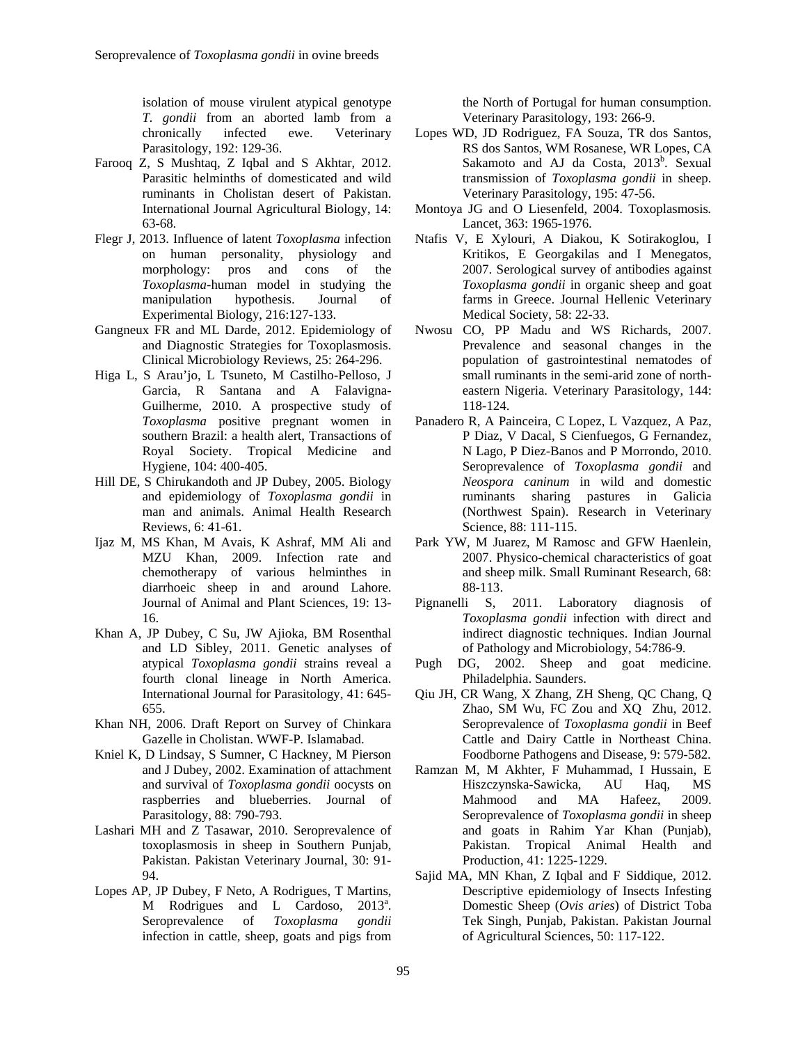isolation of mouse virulent atypical genotype *T. gondii* from an aborted lamb from a chronically infected ewe. Veterinary Parasitology, 192: 129-36.

Farooq Z, S Mushtaq, Z Iqbal and S Akhtar, 2012. Parasitic helminths of domesticated and wild ruminants in Cholistan desert of Pakistan. International Journal Agricultural Biology, 14: 63-68.

Flegr J, 2013. Influence of latent *Toxoplasma* infection on human personality, physiology and morphology: pros and cons of the *Toxoplasma*-human model in studying the manipulation hypothesis. Journal of Experimental Biology, 216:127-133.

Gangneux FR and ML Darde, 2012. Epidemiology of and Diagnostic Strategies for Toxoplasmosis. Clinical Microbiology Reviews, 25: 264-296.

Higa L, S Arau'jo, L Tsuneto, M Castilho-Pelloso, J Garcia, R Santana and A Falavigna-Guilherme, 2010. A prospective study of *Toxoplasma* positive pregnant women in southern Brazil: a health alert, Transactions of Royal Society. Tropical Medicine and Hygiene, 104: 400-405.

Hill DE, S Chirukandoth and JP Dubey, 2005. Biology and epidemiology of *Toxoplasma gondii* in man and animals. Animal Health Research Reviews, 6: 41-61.

Ijaz M, MS Khan, M Avais, K Ashraf, MM Ali and MZU Khan, 2009. Infection rate and chemotherapy of various helminthes in diarrhoeic sheep in and around Lahore. Journal of Animal and Plant Sciences, 19: 13-16.

Khan A, JP Dubey, C Su, JW Ajioka, BM Rosenthal and LD Sibley, 2011. Genetic analyses of atypical *Toxoplasma gondii* strains reveal a fourth clonal lineage in North America. International Journal for Parasitology, 41: 645-655.

Khan NH, 2006. Draft Report on Survey of Chinkara Gazelle in Cholistan. WWF-P. Islamabad.

Kniel K, D Lindsay, S Sumner, C Hackney, M Pierson and J Dubey, 2002. Examination of attachment and survival of *Toxoplasma gondii* oocysts on raspberries and blueberries. Journal of Parasitology, 88: 790-793.

Lashari MH and Z Tasawar, 2010. Seroprevalence of toxoplasmosis in sheep in Southern Punjab, Pakistan. Pakistan Veterinary Journal, 30: 91-94.

Lopes AP, JP Dubey, F Neto, A Rodrigues, T Martins, M Rodrigues and L Cardoso, 2013[a]. Seroprevalence of *Toxoplasma gondii* infection in cattle, sheep, goats and pigs from the North of Portugal for human consumption. Veterinary Parasitology, 193: 266-9.

Lopes WD, JD Rodriguez, FA Souza, TR dos Santos, RS dos Santos, WM Rosanese, WR Lopes, CA Sakamoto and AJ da Costa, 2013[b]. Sexual transmission of *Toxoplasma gondii* in sheep. Veterinary Parasitology, 195: 47-56.

Montoya JG and O Liesenfeld, 2004. Toxoplasmosis. Lancet, 363: 1965-1976.

Ntafis V, E Xylouri, A Diakou, K Sotirakoglou, I Kritikos, E Georgakilas and I Menegatos, 2007. Serological survey of antibodies against *Toxoplasma gondii* in organic sheep and goat farms in Greece. Journal Hellenic Veterinary Medical Society, 58: 22-33.

Nwosu CO, PP Madu and WS Richards, 2007. Prevalence and seasonal changes in the population of gastrointestinal nematodes of small ruminants in the semi-arid zone of north-eastern Nigeria. Veterinary Parasitology, 144: 118-124.

Panadero R, A Painceira, C Lopez, L Vazquez, A Paz, P Diaz, V Dacal, S Cienfuegos, G Fernandez, N Lago, P Diez-Banos and P Morrondo, 2010. Seroprevalence of *Toxoplasma gondii* and *Neospora caninum* in wild and domestic ruminants sharing pastures in Galicia (Northwest Spain). Research in Veterinary Science, 88: 111-115.

Park YW, M Juarez, M Ramosc and GFW Haenlein, 2007. Physico-chemical characteristics of goat and sheep milk. Small Ruminant Research, 68: 88-113.

Pignanelli S, 2011. Laboratory diagnosis of *Toxoplasma gondii* infection with direct and indirect diagnostic techniques. Indian Journal of Pathology and Microbiology, 54:786-9.

Pugh DG, 2002. Sheep and goat medicine. Philadelphia. Saunders.

Qiu JH, CR Wang, X Zhang, ZH Sheng, QC Chang, Q Zhao, SM Wu, FC Zou and XQ Zhu, 2012. Seroprevalence of *Toxoplasma gondii* in Beef Cattle and Dairy Cattle in Northeast China. Foodborne Pathogens and Disease, 9: 579-582.

Ramzan M, M Akhter, F Muhammad, I Hussain, E Hiszczynska-Sawicka, AU Haq, MS Mahmood and MA Hafeez, 2009. Seroprevalence of *Toxoplasma gondii* in sheep and goats in Rahim Yar Khan (Punjab), Pakistan. Tropical Animal Health and Production, 41: 1225-1229.

Sajid MA, MN Khan, Z Iqbal and F Siddique, 2012. Descriptive epidemiology of Insects Infesting Domestic Sheep (*Ovis aries*) of District Toba Tek Singh, Punjab, Pakistan. Pakistan Journal of Agricultural Sciences, 50: 117-122.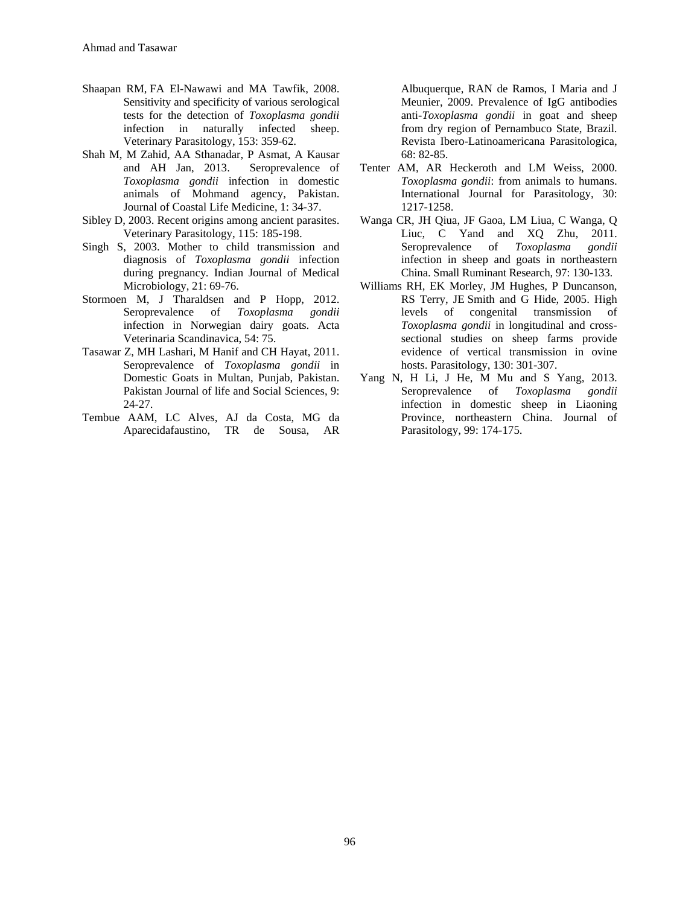Shaapan RM, FA El-Nawawi and MA Tawfik, 2008. Sensitivity and specificity of various serological tests for the detection of *Toxoplasma gondii* infection in naturally infected sheep. Veterinary Parasitology, 153: 359-62.

Shah M, M Zahid, AA Sthanadar, P Asmat, A Kausar and AH Jan, 2013. Seroprevalence of *Toxoplasma gondii* infection in domestic animals of Mohmand agency, Pakistan. Journal of Coastal Life Medicine, 1: 34-37.

Sibley D, 2003. Recent origins among ancient parasites. Veterinary Parasitology, 115: 185-198.

Singh S, 2003. Mother to child transmission and diagnosis of *Toxoplasma gondii* infection during pregnancy. Indian Journal of Medical Microbiology, 21: 69-76.

Stormoen M, J Tharaldsen and P Hopp, 2012. Seroprevalence of *Toxoplasma gondii* infection in Norwegian dairy goats. Acta Veterinaria Scandinavica, 54: 75.

Tasawar Z, MH Lashari, M Hanif and CH Hayat, 2011. Seroprevalence of *Toxoplasma gondii* in Domestic Goats in Multan, Punjab, Pakistan. Pakistan Journal of life and Social Sciences, 9: 24-27.

Tembue AAM, LC Alves, AJ da Costa, MG da Aparecidafaustino, TR de Sousa, AR Albuquerque, RAN de Ramos, I Maria and J Meunier, 2009. Prevalence of IgG antibodies anti-*Toxoplasma gondii* in goat and sheep from dry region of Pernambuco State, Brazil. Revista Ibero-Latinoamericana Parasitologica, 68: 82-85.

Tenter AM, AR Heckeroth and LM Weiss, 2000. *Toxoplasma gondii*: from animals to humans. International Journal for Parasitology, 30: 1217-1258.

Wanga CR, JH Qiua, JF Gaoa, LM Liua, C Wanga, Q Liuc, C Yand and XQ Zhu, 2011. Seroprevalence of *Toxoplasma gondii* infection in sheep and goats in northeastern China. Small Ruminant Research, 97: 130-133.

Williams RH, EK Morley, JM Hughes, P Duncanson, RS Terry, JE Smith and G Hide, 2005. High levels of congenital transmission of *Toxoplasma gondii* in longitudinal and cross-sectional studies on sheep farms provide evidence of vertical transmission in ovine hosts. Parasitology, 130: 301-307.

Yang N, H Li, J He, M Mu and S Yang, 2013. Seroprevalence of *Toxoplasma gondii* infection in domestic sheep in Liaoning Province, northeastern China. Journal of Parasitology, 99: 174-175.